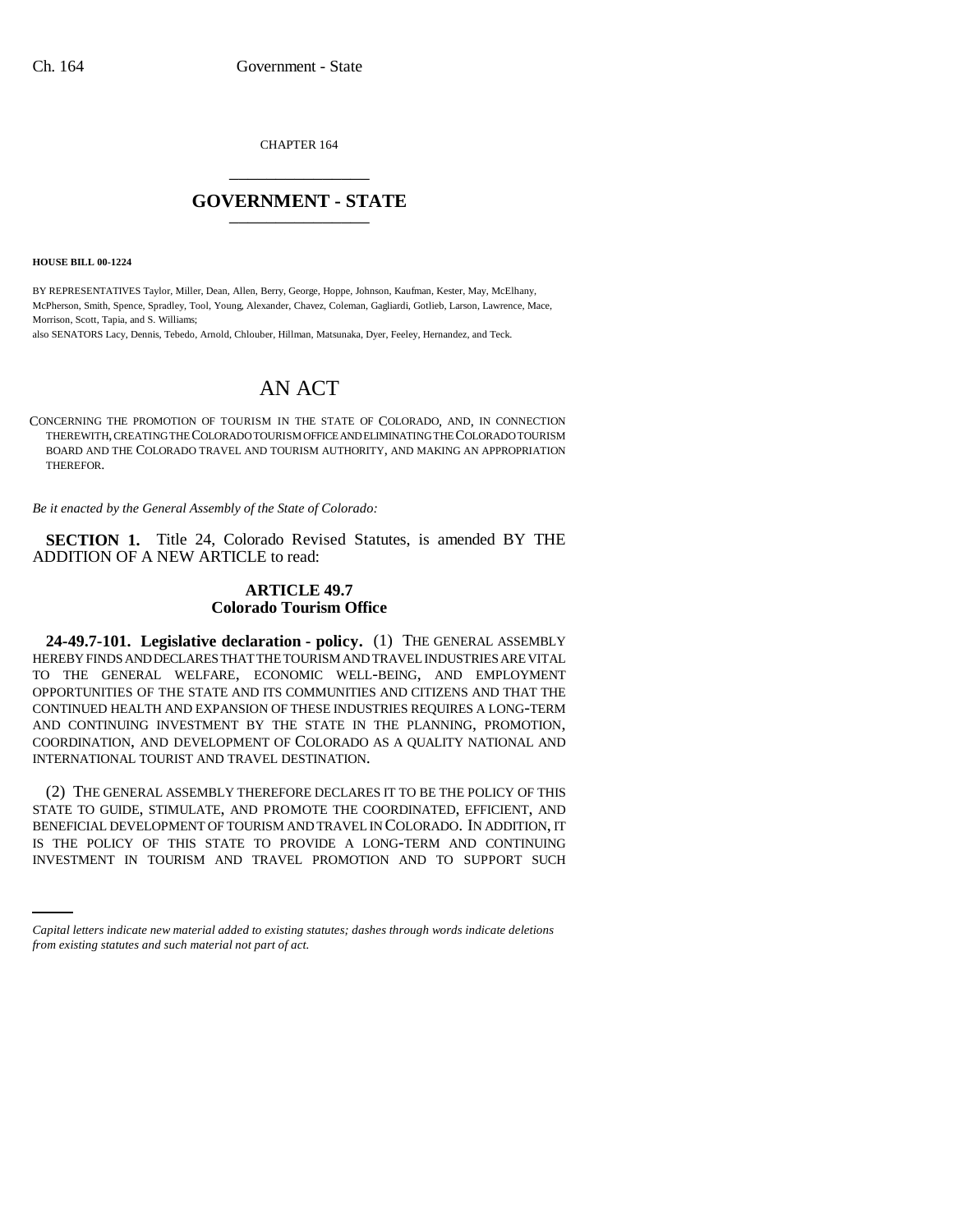CHAPTER 164

# GOVERNMENT - STATE

**HOUSE BILL 00-1224**

BY REPRESENTATIVES Taylor, Miller, Dean, Allen, Berry, George, Hoppe, Johnson, Kaufman, Kester, May, McElhany, McPherson, Smith, Spence, Spradley, Tool, Young, Alexander, Chavez, Coleman, Gagliardi, Gotlieb, Larson, Lawrence, Mace, Morrison, Scott, Tapia, and S. Williams;

also SENATORS Lacy, Dennis, Tebedo, Arnold, Chlouber, Hillman, Matsunaka, Dyer, Feeley, Hernandez, and Teck.

# AN ACT

CONCERNING THE PROMOTION OF TOURISM IN THE STATE OF COLORADO, AND, IN CONNECTION THEREWITH, CREATING THE COLORADO TOURISM OFFICE AND ELIMINATING THE COLORADO TOURISM BOARD AND THE COLORADO TRAVEL AND TOURISM AUTHORITY, AND MAKING AN APPROPRIATION THEREFOR.

*Be it enacted by the General Assembly of the State of Colorado:*

**SECTION 1.** Title 24, Colorado Revised Statutes, is amended BY THE ADDITION OF A NEW ARTICLE to read:

## ARTICLE 49.7
## Colorado Tourism Office

**24-49.7-101. Legislative declaration - policy.** (1) THE GENERAL ASSEMBLY HEREBY FINDS AND DECLARES THAT THE TOURISM AND TRAVEL INDUSTRIES ARE VITAL TO THE GENERAL WELFARE, ECONOMIC WELL-BEING, AND EMPLOYMENT OPPORTUNITIES OF THE STATE AND ITS COMMUNITIES AND CITIZENS AND THAT THE CONTINUED HEALTH AND EXPANSION OF THESE INDUSTRIES REQUIRES A LONG-TERM AND CONTINUING INVESTMENT BY THE STATE IN THE PLANNING, PROMOTION, COORDINATION, AND DEVELOPMENT OF COLORADO AS A QUALITY NATIONAL AND INTERNATIONAL TOURIST AND TRAVEL DESTINATION.

(2) THE GENERAL ASSEMBLY THEREFORE DECLARES IT TO BE THE POLICY OF THIS STATE TO GUIDE, STIMULATE, AND PROMOTE THE COORDINATED, EFFICIENT, AND BENEFICIAL DEVELOPMENT OF TOURISM AND TRAVEL IN COLORADO. IN ADDITION, IT IS THE POLICY OF THIS STATE TO PROVIDE A LONG-TERM AND CONTINUING INVESTMENT IN TOURISM AND TRAVEL PROMOTION AND TO SUPPORT SUCH

*Capital letters indicate new material added to existing statutes; dashes through words indicate deletions from existing statutes and such material not part of act.*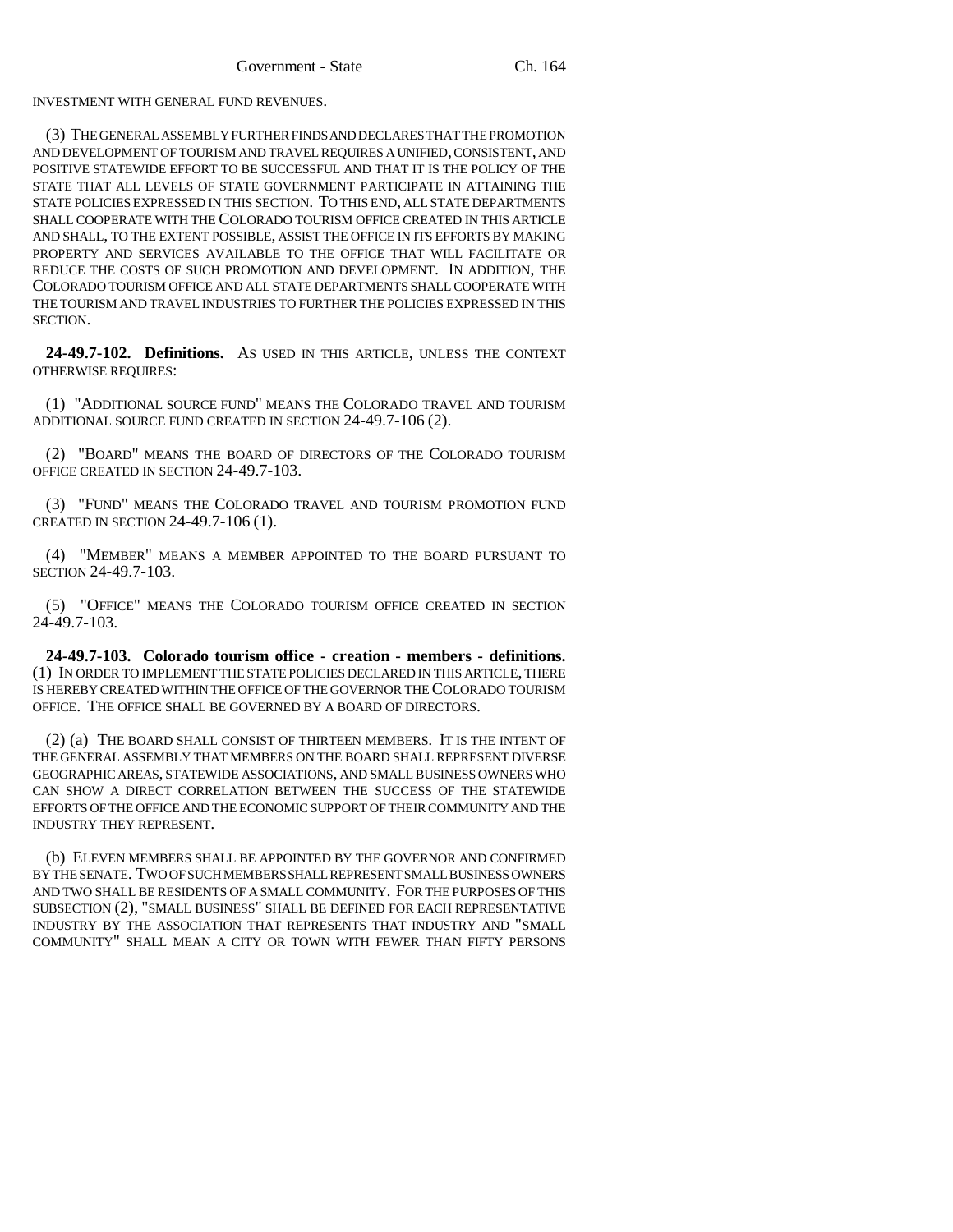INVESTMENT WITH GENERAL FUND REVENUES.

(3) THE GENERAL ASSEMBLY FURTHER FINDS AND DECLARES THAT THE PROMOTION AND DEVELOPMENT OF TOURISM AND TRAVEL REQUIRES A UNIFIED, CONSISTENT, AND POSITIVE STATEWIDE EFFORT TO BE SUCCESSFUL AND THAT IT IS THE POLICY OF THE STATE THAT ALL LEVELS OF STATE GOVERNMENT PARTICIPATE IN ATTAINING THE STATE POLICIES EXPRESSED IN THIS SECTION. TO THIS END, ALL STATE DEPARTMENTS SHALL COOPERATE WITH THE COLORADO TOURISM OFFICE CREATED IN THIS ARTICLE AND SHALL, TO THE EXTENT POSSIBLE, ASSIST THE OFFICE IN ITS EFFORTS BY MAKING PROPERTY AND SERVICES AVAILABLE TO THE OFFICE THAT WILL FACILITATE OR REDUCE THE COSTS OF SUCH PROMOTION AND DEVELOPMENT. IN ADDITION, THE COLORADO TOURISM OFFICE AND ALL STATE DEPARTMENTS SHALL COOPERATE WITH THE TOURISM AND TRAVEL INDUSTRIES TO FURTHER THE POLICIES EXPRESSED IN THIS SECTION.

**24-49.7-102. Definitions.** AS USED IN THIS ARTICLE, UNLESS THE CONTEXT OTHERWISE REQUIRES:

(1) "ADDITIONAL SOURCE FUND" MEANS THE COLORADO TRAVEL AND TOURISM ADDITIONAL SOURCE FUND CREATED IN SECTION 24-49.7-106 (2).

(2) "BOARD" MEANS THE BOARD OF DIRECTORS OF THE COLORADO TOURISM OFFICE CREATED IN SECTION 24-49.7-103.

(3) "FUND" MEANS THE COLORADO TRAVEL AND TOURISM PROMOTION FUND CREATED IN SECTION 24-49.7-106 (1).

(4) "MEMBER" MEANS A MEMBER APPOINTED TO THE BOARD PURSUANT TO SECTION 24-49.7-103.

(5) "OFFICE" MEANS THE COLORADO TOURISM OFFICE CREATED IN SECTION 24-49.7-103.

**24-49.7-103. Colorado tourism office - creation - members - definitions.** (1) IN ORDER TO IMPLEMENT THE STATE POLICIES DECLARED IN THIS ARTICLE, THERE IS HEREBY CREATED WITHIN THE OFFICE OF THE GOVERNOR THE COLORADO TOURISM OFFICE. THE OFFICE SHALL BE GOVERNED BY A BOARD OF DIRECTORS.

(2) (a) THE BOARD SHALL CONSIST OF THIRTEEN MEMBERS. IT IS THE INTENT OF THE GENERAL ASSEMBLY THAT MEMBERS ON THE BOARD SHALL REPRESENT DIVERSE GEOGRAPHIC AREAS, STATEWIDE ASSOCIATIONS, AND SMALL BUSINESS OWNERS WHO CAN SHOW A DIRECT CORRELATION BETWEEN THE SUCCESS OF THE STATEWIDE EFFORTS OF THE OFFICE AND THE ECONOMIC SUPPORT OF THEIR COMMUNITY AND THE INDUSTRY THEY REPRESENT.

(b) ELEVEN MEMBERS SHALL BE APPOINTED BY THE GOVERNOR AND CONFIRMED BY THE SENATE. TWO OF SUCH MEMBERS SHALL REPRESENT SMALL BUSINESS OWNERS AND TWO SHALL BE RESIDENTS OF A SMALL COMMUNITY. FOR THE PURPOSES OF THIS SUBSECTION (2), "SMALL BUSINESS" SHALL BE DEFINED FOR EACH REPRESENTATIVE INDUSTRY BY THE ASSOCIATION THAT REPRESENTS THAT INDUSTRY AND "SMALL COMMUNITY" SHALL MEAN A CITY OR TOWN WITH FEWER THAN FIFTY PERSONS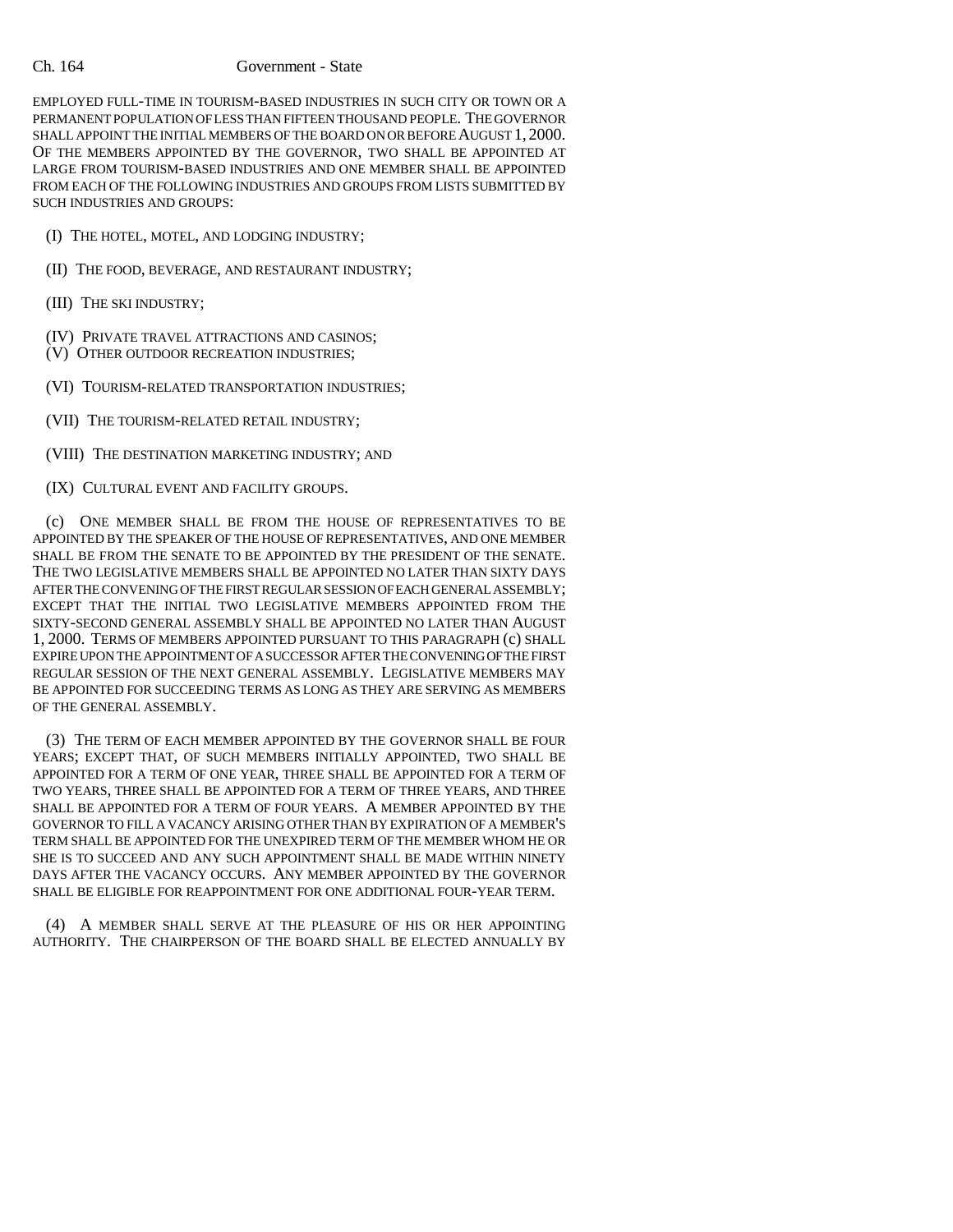EMPLOYED FULL-TIME IN TOURISM-BASED INDUSTRIES IN SUCH CITY OR TOWN OR A PERMANENT POPULATION OF LESS THAN FIFTEEN THOUSAND PEOPLE. THE GOVERNOR SHALL APPOINT THE INITIAL MEMBERS OF THE BOARD ON OR BEFORE AUGUST 1, 2000. OF THE MEMBERS APPOINTED BY THE GOVERNOR, TWO SHALL BE APPOINTED AT LARGE FROM TOURISM-BASED INDUSTRIES AND ONE MEMBER SHALL BE APPOINTED FROM EACH OF THE FOLLOWING INDUSTRIES AND GROUPS FROM LISTS SUBMITTED BY SUCH INDUSTRIES AND GROUPS:

(I) THE HOTEL, MOTEL, AND LODGING INDUSTRY;

(II) THE FOOD, BEVERAGE, AND RESTAURANT INDUSTRY;

(III) THE SKI INDUSTRY;

(IV) PRIVATE TRAVEL ATTRACTIONS AND CASINOS;

(V) OTHER OUTDOOR RECREATION INDUSTRIES;

(VI) TOURISM-RELATED TRANSPORTATION INDUSTRIES;

(VII) THE TOURISM-RELATED RETAIL INDUSTRY;

(VIII) THE DESTINATION MARKETING INDUSTRY; AND

(IX) CULTURAL EVENT AND FACILITY GROUPS.

(c) ONE MEMBER SHALL BE FROM THE HOUSE OF REPRESENTATIVES TO BE APPOINTED BY THE SPEAKER OF THE HOUSE OF REPRESENTATIVES, AND ONE MEMBER SHALL BE FROM THE SENATE TO BE APPOINTED BY THE PRESIDENT OF THE SENATE. THE TWO LEGISLATIVE MEMBERS SHALL BE APPOINTED NO LATER THAN SIXTY DAYS AFTER THE CONVENING OF THE FIRST REGULAR SESSION OF EACH GENERAL ASSEMBLY; EXCEPT THAT THE INITIAL TWO LEGISLATIVE MEMBERS APPOINTED FROM THE SIXTY-SECOND GENERAL ASSEMBLY SHALL BE APPOINTED NO LATER THAN AUGUST 1, 2000. TERMS OF MEMBERS APPOINTED PURSUANT TO THIS PARAGRAPH (c) SHALL EXPIRE UPON THE APPOINTMENT OF A SUCCESSOR AFTER THE CONVENING OF THE FIRST REGULAR SESSION OF THE NEXT GENERAL ASSEMBLY. LEGISLATIVE MEMBERS MAY BE APPOINTED FOR SUCCEEDING TERMS AS LONG AS THEY ARE SERVING AS MEMBERS OF THE GENERAL ASSEMBLY.

(3) THE TERM OF EACH MEMBER APPOINTED BY THE GOVERNOR SHALL BE FOUR YEARS; EXCEPT THAT, OF SUCH MEMBERS INITIALLY APPOINTED, TWO SHALL BE APPOINTED FOR A TERM OF ONE YEAR, THREE SHALL BE APPOINTED FOR A TERM OF TWO YEARS, THREE SHALL BE APPOINTED FOR A TERM OF THREE YEARS, AND THREE SHALL BE APPOINTED FOR A TERM OF FOUR YEARS. A MEMBER APPOINTED BY THE GOVERNOR TO FILL A VACANCY ARISING OTHER THAN BY EXPIRATION OF A MEMBER'S TERM SHALL BE APPOINTED FOR THE UNEXPIRED TERM OF THE MEMBER WHOM HE OR SHE IS TO SUCCEED AND ANY SUCH APPOINTMENT SHALL BE MADE WITHIN NINETY DAYS AFTER THE VACANCY OCCURS. ANY MEMBER APPOINTED BY THE GOVERNOR SHALL BE ELIGIBLE FOR REAPPOINTMENT FOR ONE ADDITIONAL FOUR-YEAR TERM.

(4) A MEMBER SHALL SERVE AT THE PLEASURE OF HIS OR HER APPOINTING AUTHORITY. THE CHAIRPERSON OF THE BOARD SHALL BE ELECTED ANNUALLY BY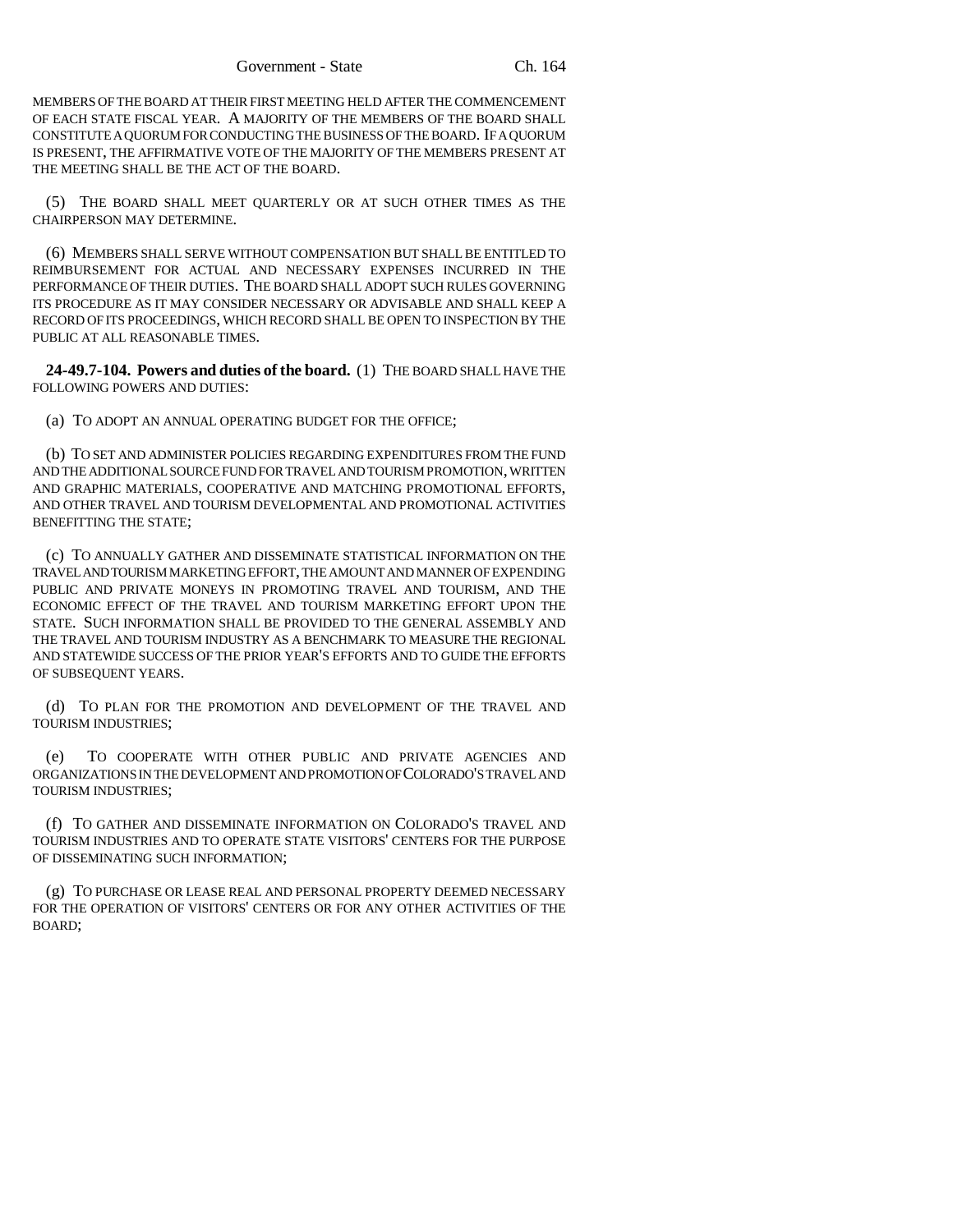MEMBERS OF THE BOARD AT THEIR FIRST MEETING HELD AFTER THE COMMENCEMENT OF EACH STATE FISCAL YEAR. A MAJORITY OF THE MEMBERS OF THE BOARD SHALL CONSTITUTE A QUORUM FOR CONDUCTING THE BUSINESS OF THE BOARD. IF A QUORUM IS PRESENT, THE AFFIRMATIVE VOTE OF THE MAJORITY OF THE MEMBERS PRESENT AT THE MEETING SHALL BE THE ACT OF THE BOARD.

(5) THE BOARD SHALL MEET QUARTERLY OR AT SUCH OTHER TIMES AS THE CHAIRPERSON MAY DETERMINE.

(6) MEMBERS SHALL SERVE WITHOUT COMPENSATION BUT SHALL BE ENTITLED TO REIMBURSEMENT FOR ACTUAL AND NECESSARY EXPENSES INCURRED IN THE PERFORMANCE OF THEIR DUTIES. THE BOARD SHALL ADOPT SUCH RULES GOVERNING ITS PROCEDURE AS IT MAY CONSIDER NECESSARY OR ADVISABLE AND SHALL KEEP A RECORD OF ITS PROCEEDINGS, WHICH RECORD SHALL BE OPEN TO INSPECTION BY THE PUBLIC AT ALL REASONABLE TIMES.

**24-49.7-104. Powers and duties of the board.** (1) THE BOARD SHALL HAVE THE FOLLOWING POWERS AND DUTIES:

(a) TO ADOPT AN ANNUAL OPERATING BUDGET FOR THE OFFICE;

(b) TO SET AND ADMINISTER POLICIES REGARDING EXPENDITURES FROM THE FUND AND THE ADDITIONAL SOURCE FUND FOR TRAVEL AND TOURISM PROMOTION, WRITTEN AND GRAPHIC MATERIALS, COOPERATIVE AND MATCHING PROMOTIONAL EFFORTS, AND OTHER TRAVEL AND TOURISM DEVELOPMENTAL AND PROMOTIONAL ACTIVITIES BENEFITTING THE STATE;

(c) TO ANNUALLY GATHER AND DISSEMINATE STATISTICAL INFORMATION ON THE TRAVEL AND TOURISM MARKETING EFFORT, THE AMOUNT AND MANNER OF EXPENDING PUBLIC AND PRIVATE MONEYS IN PROMOTING TRAVEL AND TOURISM, AND THE ECONOMIC EFFECT OF THE TRAVEL AND TOURISM MARKETING EFFORT UPON THE STATE. SUCH INFORMATION SHALL BE PROVIDED TO THE GENERAL ASSEMBLY AND THE TRAVEL AND TOURISM INDUSTRY AS A BENCHMARK TO MEASURE THE REGIONAL AND STATEWIDE SUCCESS OF THE PRIOR YEAR'S EFFORTS AND TO GUIDE THE EFFORTS OF SUBSEQUENT YEARS.

(d) TO PLAN FOR THE PROMOTION AND DEVELOPMENT OF THE TRAVEL AND TOURISM INDUSTRIES;

(e) TO COOPERATE WITH OTHER PUBLIC AND PRIVATE AGENCIES AND ORGANIZATIONS IN THE DEVELOPMENT AND PROMOTION OF COLORADO'S TRAVEL AND TOURISM INDUSTRIES;

(f) TO GATHER AND DISSEMINATE INFORMATION ON COLORADO'S TRAVEL AND TOURISM INDUSTRIES AND TO OPERATE STATE VISITORS' CENTERS FOR THE PURPOSE OF DISSEMINATING SUCH INFORMATION;

(g) TO PURCHASE OR LEASE REAL AND PERSONAL PROPERTY DEEMED NECESSARY FOR THE OPERATION OF VISITORS' CENTERS OR FOR ANY OTHER ACTIVITIES OF THE BOARD;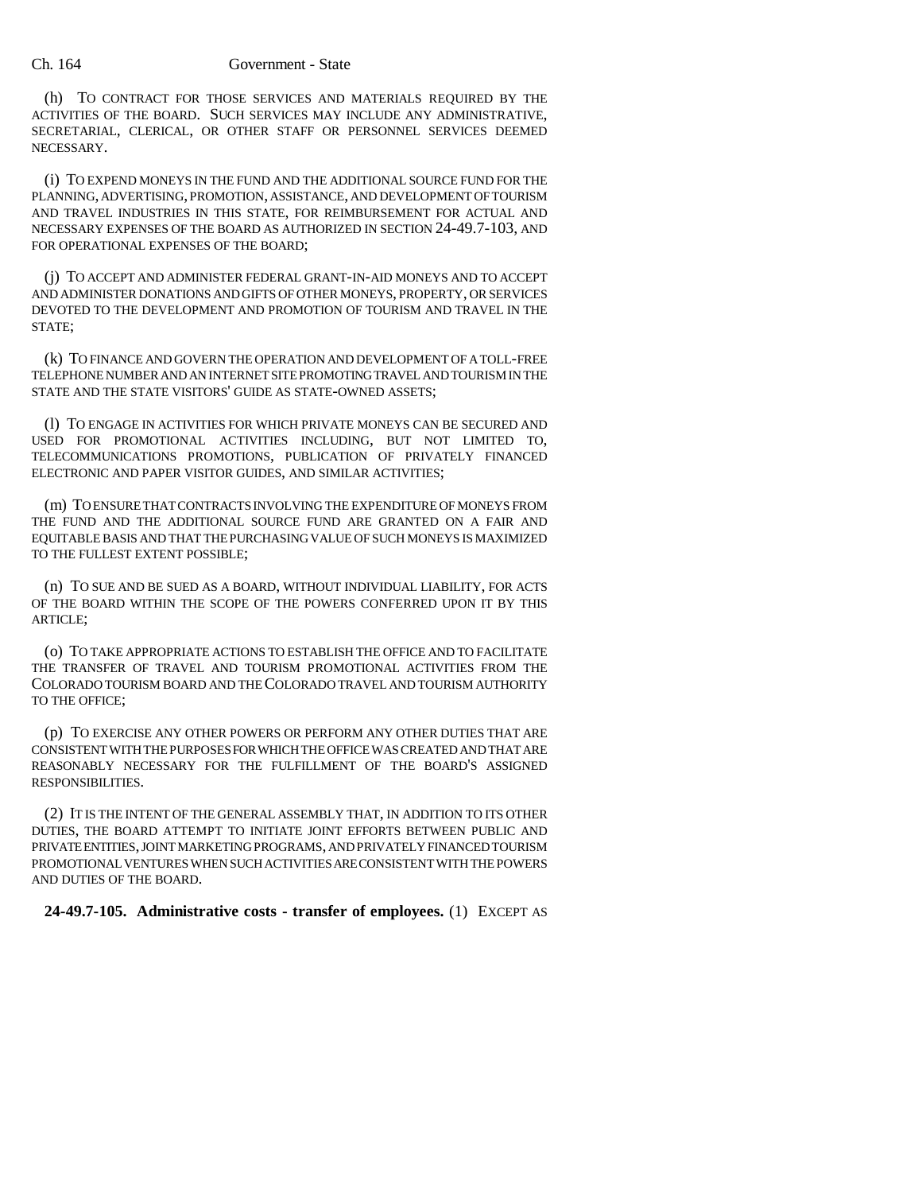(h) TO CONTRACT FOR THOSE SERVICES AND MATERIALS REQUIRED BY THE ACTIVITIES OF THE BOARD. SUCH SERVICES MAY INCLUDE ANY ADMINISTRATIVE, SECRETARIAL, CLERICAL, OR OTHER STAFF OR PERSONNEL SERVICES DEEMED NECESSARY.

(i) TO EXPEND MONEYS IN THE FUND AND THE ADDITIONAL SOURCE FUND FOR THE PLANNING, ADVERTISING, PROMOTION, ASSISTANCE, AND DEVELOPMENT OF TOURISM AND TRAVEL INDUSTRIES IN THIS STATE, FOR REIMBURSEMENT FOR ACTUAL AND NECESSARY EXPENSES OF THE BOARD AS AUTHORIZED IN SECTION 24-49.7-103, AND FOR OPERATIONAL EXPENSES OF THE BOARD;

(j) TO ACCEPT AND ADMINISTER FEDERAL GRANT-IN-AID MONEYS AND TO ACCEPT AND ADMINISTER DONATIONS AND GIFTS OF OTHER MONEYS, PROPERTY, OR SERVICES DEVOTED TO THE DEVELOPMENT AND PROMOTION OF TOURISM AND TRAVEL IN THE STATE;

(k) TO FINANCE AND GOVERN THE OPERATION AND DEVELOPMENT OF A TOLL-FREE TELEPHONE NUMBER AND AN INTERNET SITE PROMOTING TRAVEL AND TOURISM IN THE STATE AND THE STATE VISITORS' GUIDE AS STATE-OWNED ASSETS;

(l) TO ENGAGE IN ACTIVITIES FOR WHICH PRIVATE MONEYS CAN BE SECURED AND USED FOR PROMOTIONAL ACTIVITIES INCLUDING, BUT NOT LIMITED TO, TELECOMMUNICATIONS PROMOTIONS, PUBLICATION OF PRIVATELY FINANCED ELECTRONIC AND PAPER VISITOR GUIDES, AND SIMILAR ACTIVITIES;

(m) TO ENSURE THAT CONTRACTS INVOLVING THE EXPENDITURE OF MONEYS FROM THE FUND AND THE ADDITIONAL SOURCE FUND ARE GRANTED ON A FAIR AND EQUITABLE BASIS AND THAT THE PURCHASING VALUE OF SUCH MONEYS IS MAXIMIZED TO THE FULLEST EXTENT POSSIBLE;

(n) TO SUE AND BE SUED AS A BOARD, WITHOUT INDIVIDUAL LIABILITY, FOR ACTS OF THE BOARD WITHIN THE SCOPE OF THE POWERS CONFERRED UPON IT BY THIS ARTICLE;

(o) TO TAKE APPROPRIATE ACTIONS TO ESTABLISH THE OFFICE AND TO FACILITATE THE TRANSFER OF TRAVEL AND TOURISM PROMOTIONAL ACTIVITIES FROM THE COLORADO TOURISM BOARD AND THE COLORADO TRAVEL AND TOURISM AUTHORITY TO THE OFFICE;

(p) TO EXERCISE ANY OTHER POWERS OR PERFORM ANY OTHER DUTIES THAT ARE CONSISTENT WITH THE PURPOSES FOR WHICH THE OFFICE WAS CREATED AND THAT ARE REASONABLY NECESSARY FOR THE FULFILLMENT OF THE BOARD'S ASSIGNED RESPONSIBILITIES.

(2) IT IS THE INTENT OF THE GENERAL ASSEMBLY THAT, IN ADDITION TO ITS OTHER DUTIES, THE BOARD ATTEMPT TO INITIATE JOINT EFFORTS BETWEEN PUBLIC AND PRIVATE ENTITIES, JOINT MARKETING PROGRAMS, AND PRIVATELY FINANCED TOURISM PROMOTIONAL VENTURES WHEN SUCH ACTIVITIES ARE CONSISTENT WITH THE POWERS AND DUTIES OF THE BOARD.

**24-49.7-105. Administrative costs - transfer of employees.** (1) EXCEPT AS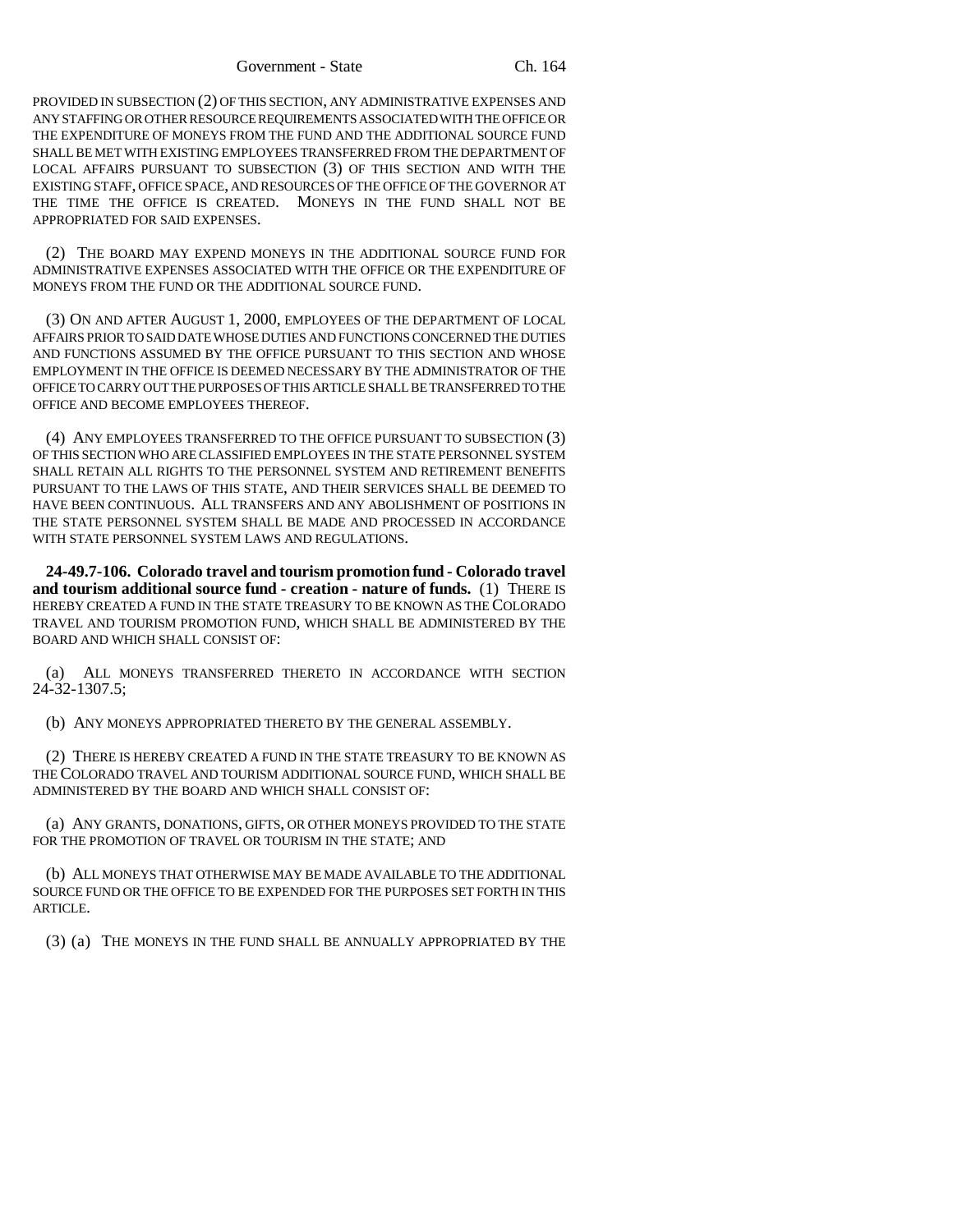PROVIDED IN SUBSECTION (2) OF THIS SECTION, ANY ADMINISTRATIVE EXPENSES AND ANY STAFFING OR OTHER RESOURCE REQUIREMENTS ASSOCIATED WITH THE OFFICE OR THE EXPENDITURE OF MONEYS FROM THE FUND AND THE ADDITIONAL SOURCE FUND SHALL BE MET WITH EXISTING EMPLOYEES TRANSFERRED FROM THE DEPARTMENT OF LOCAL AFFAIRS PURSUANT TO SUBSECTION (3) OF THIS SECTION AND WITH THE EXISTING STAFF, OFFICE SPACE, AND RESOURCES OF THE OFFICE OF THE GOVERNOR AT THE TIME THE OFFICE IS CREATED. MONEYS IN THE FUND SHALL NOT BE APPROPRIATED FOR SAID EXPENSES.

(2) THE BOARD MAY EXPEND MONEYS IN THE ADDITIONAL SOURCE FUND FOR ADMINISTRATIVE EXPENSES ASSOCIATED WITH THE OFFICE OR THE EXPENDITURE OF MONEYS FROM THE FUND OR THE ADDITIONAL SOURCE FUND.

(3) ON AND AFTER AUGUST 1, 2000, EMPLOYEES OF THE DEPARTMENT OF LOCAL AFFAIRS PRIOR TO SAID DATE WHOSE DUTIES AND FUNCTIONS CONCERNED THE DUTIES AND FUNCTIONS ASSUMED BY THE OFFICE PURSUANT TO THIS SECTION AND WHOSE EMPLOYMENT IN THE OFFICE IS DEEMED NECESSARY BY THE ADMINISTRATOR OF THE OFFICE TO CARRY OUT THE PURPOSES OF THIS ARTICLE SHALL BE TRANSFERRED TO THE OFFICE AND BECOME EMPLOYEES THEREOF.

(4) ANY EMPLOYEES TRANSFERRED TO THE OFFICE PURSUANT TO SUBSECTION (3) OF THIS SECTION WHO ARE CLASSIFIED EMPLOYEES IN THE STATE PERSONNEL SYSTEM SHALL RETAIN ALL RIGHTS TO THE PERSONNEL SYSTEM AND RETIREMENT BENEFITS PURSUANT TO THE LAWS OF THIS STATE, AND THEIR SERVICES SHALL BE DEEMED TO HAVE BEEN CONTINUOUS. ALL TRANSFERS AND ANY ABOLISHMENT OF POSITIONS IN THE STATE PERSONNEL SYSTEM SHALL BE MADE AND PROCESSED IN ACCORDANCE WITH STATE PERSONNEL SYSTEM LAWS AND REGULATIONS.

**24-49.7-106. Colorado travel and tourism promotion fund - Colorado travel and tourism additional source fund - creation - nature of funds.** (1) THERE IS HEREBY CREATED A FUND IN THE STATE TREASURY TO BE KNOWN AS THE COLORADO TRAVEL AND TOURISM PROMOTION FUND, WHICH SHALL BE ADMINISTERED BY THE BOARD AND WHICH SHALL CONSIST OF:

(a) ALL MONEYS TRANSFERRED THERETO IN ACCORDANCE WITH SECTION 24-32-1307.5;

(b) ANY MONEYS APPROPRIATED THERETO BY THE GENERAL ASSEMBLY.

(2) THERE IS HEREBY CREATED A FUND IN THE STATE TREASURY TO BE KNOWN AS THE COLORADO TRAVEL AND TOURISM ADDITIONAL SOURCE FUND, WHICH SHALL BE ADMINISTERED BY THE BOARD AND WHICH SHALL CONSIST OF:

(a) ANY GRANTS, DONATIONS, GIFTS, OR OTHER MONEYS PROVIDED TO THE STATE FOR THE PROMOTION OF TRAVEL OR TOURISM IN THE STATE; AND

(b) ALL MONEYS THAT OTHERWISE MAY BE MADE AVAILABLE TO THE ADDITIONAL SOURCE FUND OR THE OFFICE TO BE EXPENDED FOR THE PURPOSES SET FORTH IN THIS ARTICLE.

(3) (a) THE MONEYS IN THE FUND SHALL BE ANNUALLY APPROPRIATED BY THE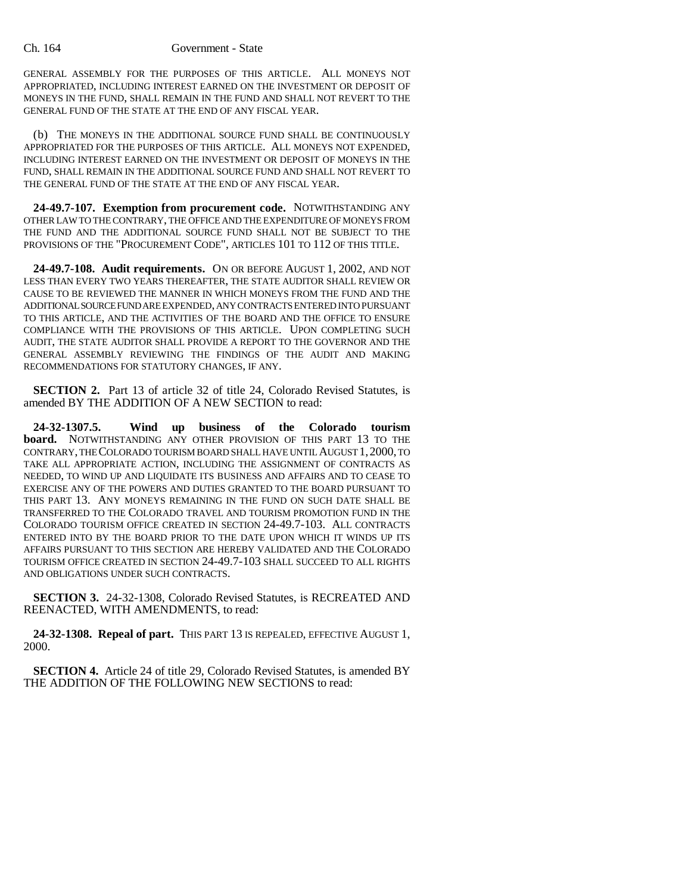GENERAL ASSEMBLY FOR THE PURPOSES OF THIS ARTICLE. ALL MONEYS NOT APPROPRIATED, INCLUDING INTEREST EARNED ON THE INVESTMENT OR DEPOSIT OF MONEYS IN THE FUND, SHALL REMAIN IN THE FUND AND SHALL NOT REVERT TO THE GENERAL FUND OF THE STATE AT THE END OF ANY FISCAL YEAR.

(b) THE MONEYS IN THE ADDITIONAL SOURCE FUND SHALL BE CONTINUOUSLY APPROPRIATED FOR THE PURPOSES OF THIS ARTICLE. ALL MONEYS NOT EXPENDED, INCLUDING INTEREST EARNED ON THE INVESTMENT OR DEPOSIT OF MONEYS IN THE FUND, SHALL REMAIN IN THE ADDITIONAL SOURCE FUND AND SHALL NOT REVERT TO THE GENERAL FUND OF THE STATE AT THE END OF ANY FISCAL YEAR.

**24-49.7-107. Exemption from procurement code.** NOTWITHSTANDING ANY OTHER LAW TO THE CONTRARY, THE OFFICE AND THE EXPENDITURE OF MONEYS FROM THE FUND AND THE ADDITIONAL SOURCE FUND SHALL NOT BE SUBJECT TO THE PROVISIONS OF THE "PROCUREMENT CODE", ARTICLES 101 TO 112 OF THIS TITLE.

**24-49.7-108. Audit requirements.** ON OR BEFORE AUGUST 1, 2002, AND NOT LESS THAN EVERY TWO YEARS THEREAFTER, THE STATE AUDITOR SHALL REVIEW OR CAUSE TO BE REVIEWED THE MANNER IN WHICH MONEYS FROM THE FUND AND THE ADDITIONAL SOURCE FUND ARE EXPENDED, ANY CONTRACTS ENTERED INTO PURSUANT TO THIS ARTICLE, AND THE ACTIVITIES OF THE BOARD AND THE OFFICE TO ENSURE COMPLIANCE WITH THE PROVISIONS OF THIS ARTICLE. UPON COMPLETING SUCH AUDIT, THE STATE AUDITOR SHALL PROVIDE A REPORT TO THE GOVERNOR AND THE GENERAL ASSEMBLY REVIEWING THE FINDINGS OF THE AUDIT AND MAKING RECOMMENDATIONS FOR STATUTORY CHANGES, IF ANY.

**SECTION 2.** Part 13 of article 32 of title 24, Colorado Revised Statutes, is amended BY THE ADDITION OF A NEW SECTION to read:

**24-32-1307.5. Wind up business of the Colorado tourism board.** NOTWITHSTANDING ANY OTHER PROVISION OF THIS PART 13 TO THE CONTRARY, THE COLORADO TOURISM BOARD SHALL HAVE UNTIL AUGUST 1, 2000, TO TAKE ALL APPROPRIATE ACTION, INCLUDING THE ASSIGNMENT OF CONTRACTS AS NEEDED, TO WIND UP AND LIQUIDATE ITS BUSINESS AND AFFAIRS AND TO CEASE TO EXERCISE ANY OF THE POWERS AND DUTIES GRANTED TO THE BOARD PURSUANT TO THIS PART 13. ANY MONEYS REMAINING IN THE FUND ON SUCH DATE SHALL BE TRANSFERRED TO THE COLORADO TRAVEL AND TOURISM PROMOTION FUND IN THE COLORADO TOURISM OFFICE CREATED IN SECTION 24-49.7-103. ALL CONTRACTS ENTERED INTO BY THE BOARD PRIOR TO THE DATE UPON WHICH IT WINDS UP ITS AFFAIRS PURSUANT TO THIS SECTION ARE HEREBY VALIDATED AND THE COLORADO TOURISM OFFICE CREATED IN SECTION 24-49.7-103 SHALL SUCCEED TO ALL RIGHTS AND OBLIGATIONS UNDER SUCH CONTRACTS.

**SECTION 3.** 24-32-1308, Colorado Revised Statutes, is RECREATED AND REENACTED, WITH AMENDMENTS, to read:

**24-32-1308. Repeal of part.** THIS PART 13 IS REPEALED, EFFECTIVE AUGUST 1, 2000.

**SECTION 4.** Article 24 of title 29, Colorado Revised Statutes, is amended BY THE ADDITION OF THE FOLLOWING NEW SECTIONS to read: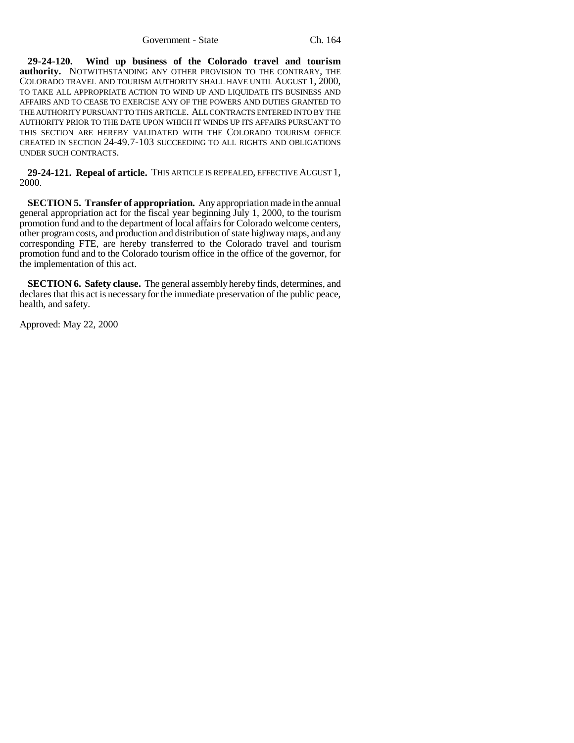**29-24-120. Wind up business of the Colorado travel and tourism authority.** NOTWITHSTANDING ANY OTHER PROVISION TO THE CONTRARY, THE COLORADO TRAVEL AND TOURISM AUTHORITY SHALL HAVE UNTIL AUGUST 1, 2000, TO TAKE ALL APPROPRIATE ACTION TO WIND UP AND LIQUIDATE ITS BUSINESS AND AFFAIRS AND TO CEASE TO EXERCISE ANY OF THE POWERS AND DUTIES GRANTED TO THE AUTHORITY PURSUANT TO THIS ARTICLE. ALL CONTRACTS ENTERED INTO BY THE AUTHORITY PRIOR TO THE DATE UPON WHICH IT WINDS UP ITS AFFAIRS PURSUANT TO THIS SECTION ARE HEREBY VALIDATED WITH THE COLORADO TOURISM OFFICE CREATED IN SECTION 24-49.7-103 SUCCEEDING TO ALL RIGHTS AND OBLIGATIONS UNDER SUCH CONTRACTS.

**29-24-121. Repeal of article.** THIS ARTICLE IS REPEALED, EFFECTIVE AUGUST 1, 2000.

**SECTION 5. Transfer of appropriation.** Any appropriation made in the annual general appropriation act for the fiscal year beginning July 1, 2000, to the tourism promotion fund and to the department of local affairs for Colorado welcome centers, other program costs, and production and distribution of state highway maps, and any corresponding FTE, are hereby transferred to the Colorado travel and tourism promotion fund and to the Colorado tourism office in the office of the governor, for the implementation of this act.

**SECTION 6. Safety clause.** The general assembly hereby finds, determines, and declares that this act is necessary for the immediate preservation of the public peace, health, and safety.

Approved: May 22, 2000